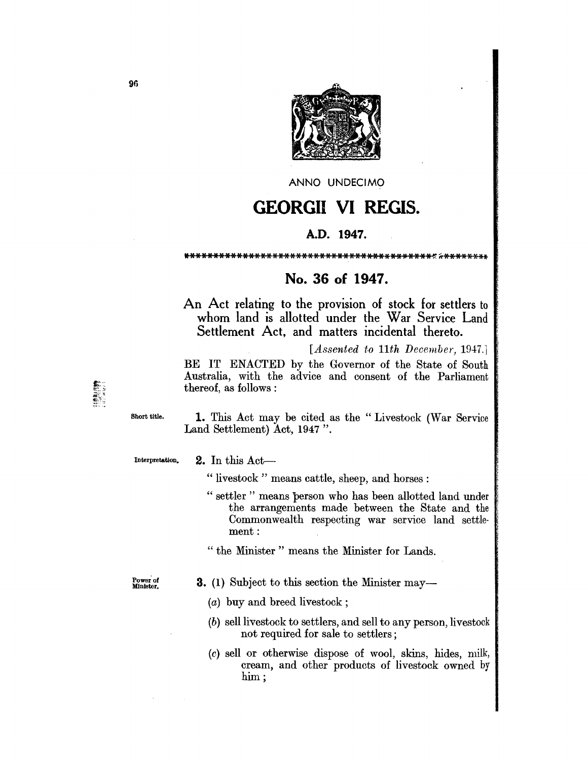ANNO UNDECIMO

# GEORGII VI REGIS.

**A.D. 1947.**

## No. 36 of 1947.

An Act relating to the provision of stock for settlers to whom land is allotted under the War Service Land Settlement Act, and matters incidental thereto.

*[Assented to 11th December, 1947.]*

BE IT ENACTED by the Governor of the State of South Australia, with the advice and consent of the Parliament thereof, as follows:

Short title.

**1.** This Act may be cited as the "Livestock (War Service Land Settlement) Act, 1947".

Interpretation.

**2.** In this Act—

"livestock" means cattle, sheep, and horses:

"settler" means person who has been allotted land under the arrangements made between the State and the Commonwealth respecting war service land settlement:

"the Minister" means the Minister for Lands.

Power of Minister.

**3.** (1) Subject to this section the Minister may—

(*a*) buy and breed livestock;

(*b*) sell livestock to settlers, and sell to any person, livestock not required for sale to settlers;

(*c*) sell or otherwise dispose of wool, skins, hides, milk, cream, and other products of livestock owned by him;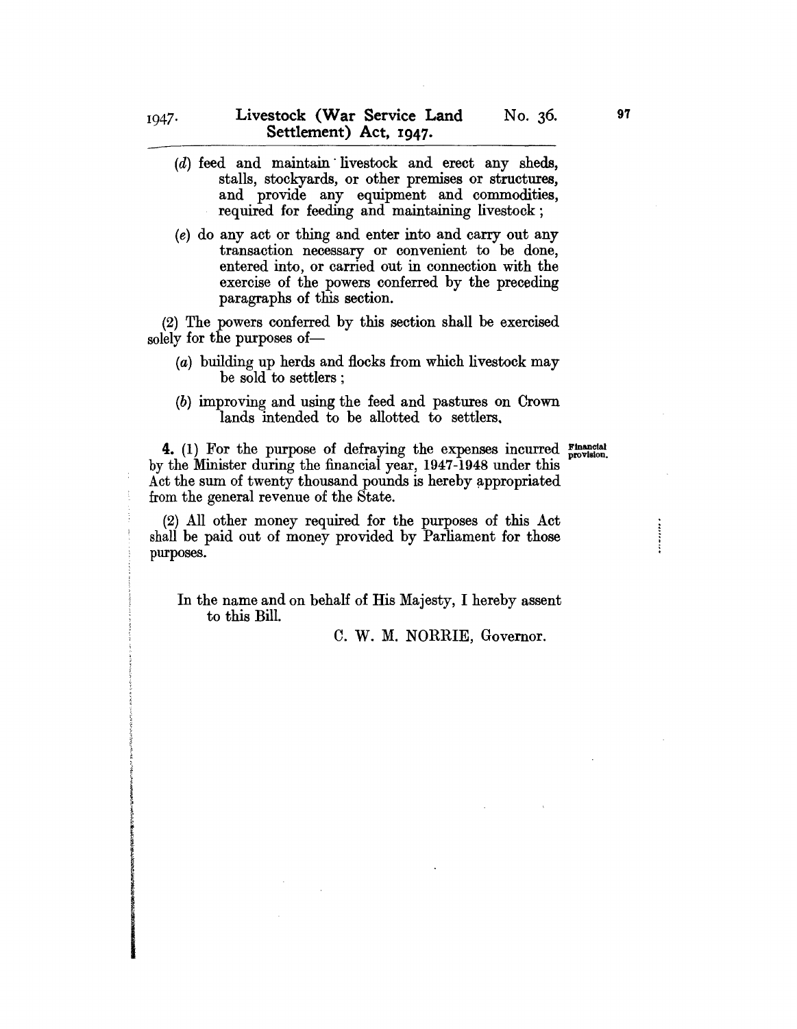(*d*) feed and maintain livestock and erect any sheds, stalls, stockyards, or other premises or structures, and provide any equipment and commodities, required for feeding and maintaining livestock;

(*e*) do any act or thing and enter into and carry out any transaction necessary or convenient to be done, entered into, or carried out in connection with the exercise of the powers conferred by the preceding paragraphs of this section.

(2) The powers conferred by this section shall be exercised solely for the purposes of—

(*a*) building up herds and flocks from which livestock may be sold to settlers;

(*b*) improving and using the feed and pastures on Crown lands intended to be allotted to settlers.

**Financial provision.**

**4.** (1) For the purpose of defraying the expenses incurred by the Minister during the financial year, 1947-1948 under this Act the sum of twenty thousand pounds is hereby appropriated from the general revenue of the State.

(2) All other money required for the purposes of this Act shall be paid out of money provided by Parliament for those purposes.

In the name and on behalf of His Majesty, I hereby assent to this Bill.

C. W. M. NORRIE, Governor.